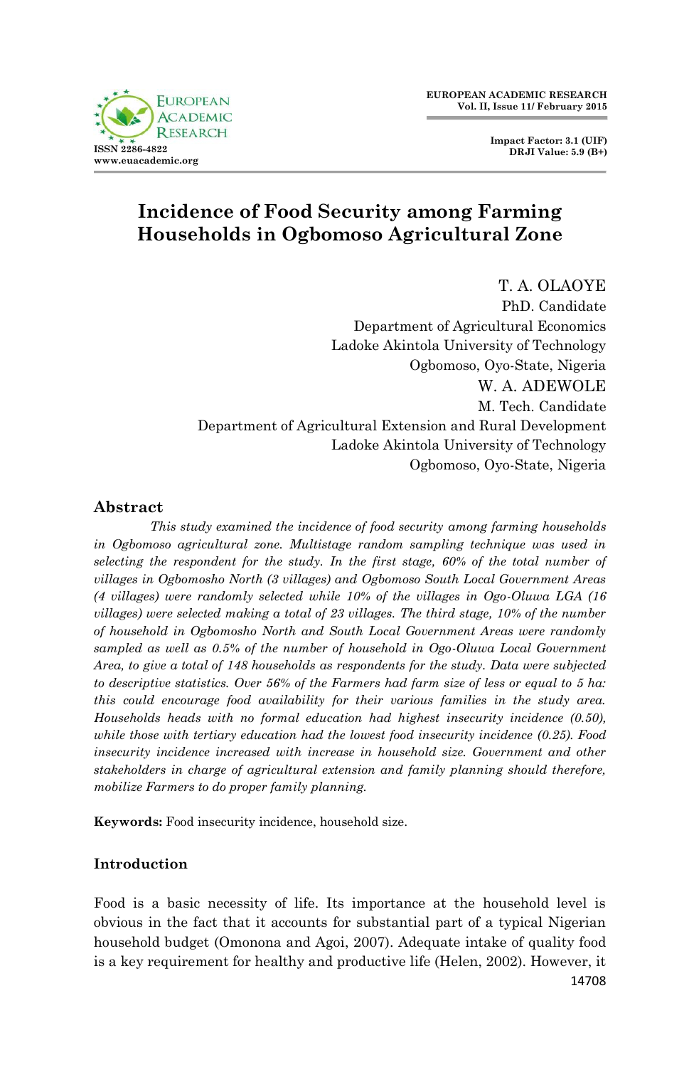# Incidence of Food Security among Farming Households in Ogbomoso Agricultural Zone

T. A. OLAOYE
PhD. Candidate
Department of Agricultural Economics
Ladoke Akintola University of Technology
Ogbomoso, Oyo-State, Nigeria

W. A. ADEWOLE
M. Tech. Candidate
Department of Agricultural Extension and Rural Development
Ladoke Akintola University of Technology
Ogbomoso, Oyo-State, Nigeria

## Abstract

*This study examined the incidence of food security among farming households in Ogbomoso agricultural zone. Multistage random sampling technique was used in selecting the respondent for the study. In the first stage, 60% of the total number of villages in Ogbomosho North (3 villages) and Ogbomoso South Local Government Areas (4 villages) were randomly selected while 10% of the villages in Ogo-Oluwa LGA (16 villages) were selected making a total of 23 villages. The third stage, 10% of the number of household in Ogbomosho North and South Local Government Areas were randomly sampled as well as 0.5% of the number of household in Ogo-Oluwa Local Government Area, to give a total of 148 households as respondents for the study. Data were subjected to descriptive statistics. Over 56% of the Farmers had farm size of less or equal to 5 ha: this could encourage food availability for their various families in the study area. Households heads with no formal education had highest insecurity incidence (0.50), while those with tertiary education had the lowest food insecurity incidence (0.25). Food insecurity incidence increased with increase in household size. Government and other stakeholders in charge of agricultural extension and family planning should therefore, mobilize Farmers to do proper family planning.*

**Keywords:** Food insecurity incidence, household size.

## Introduction

Food is a basic necessity of life. Its importance at the household level is obvious in the fact that it accounts for substantial part of a typical Nigerian household budget (Omonona and Agoi, 2007). Adequate intake of quality food is a key requirement for healthy and productive life (Helen, 2002). However, it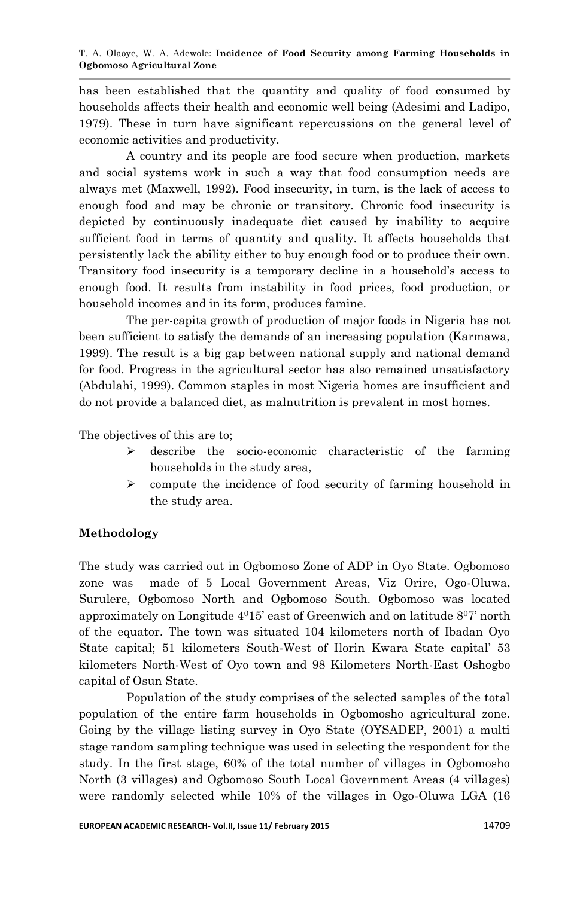has been established that the quantity and quality of food consumed by households affects their health and economic well being (Adesimi and Ladipo, 1979). These in turn have significant repercussions on the general level of economic activities and productivity.

A country and its people are food secure when production, markets and social systems work in such a way that food consumption needs are always met (Maxwell, 1992). Food insecurity, in turn, is the lack of access to enough food and may be chronic or transitory. Chronic food insecurity is depicted by continuously inadequate diet caused by inability to acquire sufficient food in terms of quantity and quality. It affects households that persistently lack the ability either to buy enough food or to produce their own. Transitory food insecurity is a temporary decline in a household's access to enough food. It results from instability in food prices, food production, or household incomes and in its form, produces famine.

The per-capita growth of production of major foods in Nigeria has not been sufficient to satisfy the demands of an increasing population (Karmawa, 1999). The result is a big gap between national supply and national demand for food. Progress in the agricultural sector has also remained unsatisfactory (Abdulahi, 1999). Common staples in most Nigeria homes are insufficient and do not provide a balanced diet, as malnutrition is prevalent in most homes.

The objectives of this are to;

- describe the socio-economic characteristic of the farming households in the study area,
- compute the incidence of food security of farming household in the study area.

## Methodology

The study was carried out in Ogbomoso Zone of ADP in Oyo State. Ogbomoso zone was made of 5 Local Government Areas, Viz Orire, Ogo-Oluwa, Surulere, Ogbomoso North and Ogbomoso South. Ogbomoso was located approximately on Longitude $4^{0}15'$ east of Greenwich and on latitude $8^{0}7'$ north of the equator. The town was situated 104 kilometers north of Ibadan Oyo State capital; 51 kilometers South-West of Ilorin Kwara State capital' 53 kilometers North-West of Oyo town and 98 Kilometers North-East Oshogbo capital of Osun State.

Population of the study comprises of the selected samples of the total population of the entire farm households in Ogbomosho agricultural zone. Going by the village listing survey in Oyo State (OYSADEP, 2001) a multi stage random sampling technique was used in selecting the respondent for the study. In the first stage, 60% of the total number of villages in Ogbomosho North (3 villages) and Ogbomoso South Local Government Areas (4 villages) were randomly selected while 10% of the villages in Ogo-Oluwa LGA (16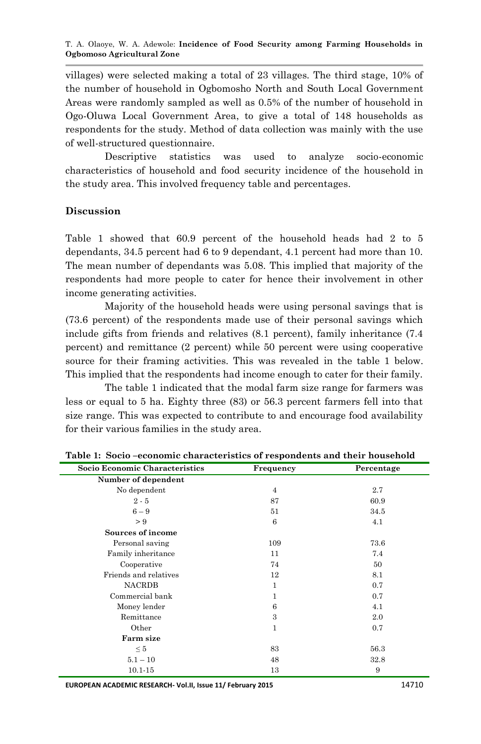villages) were selected making a total of 23 villages. The third stage, 10% of the number of household in Ogbomosho North and South Local Government Areas were randomly sampled as well as 0.5% of the number of household in Ogo-Oluwa Local Government Area, to give a total of 148 households as respondents for the study. Method of data collection was mainly with the use of well-structured questionnaire.

Descriptive statistics was used to analyze socio-economic characteristics of household and food security incidence of the household in the study area. This involved frequency table and percentages.

## Discussion

Table 1 showed that 60.9 percent of the household heads had 2 to 5 dependants, 34.5 percent had 6 to 9 dependant, 4.1 percent had more than 10. The mean number of dependants was 5.08. This implied that majority of the respondents had more people to cater for hence their involvement in other income generating activities.

Majority of the household heads were using personal savings that is (73.6 percent) of the respondents made use of their personal savings which include gifts from friends and relatives (8.1 percent), family inheritance (7.4 percent) and remittance (2 percent) while 50 percent were using cooperative source for their framing activities. This was revealed in the table 1 below. This implied that the respondents had income enough to cater for their family.

The table 1 indicated that the modal farm size range for farmers was less or equal to 5 ha. Eighty three (83) or 56.3 percent farmers fell into that size range. This was expected to contribute to and encourage food availability for their various families in the study area.

**Table 1: Socio –economic characteristics of respondents and their household**

| Socio Economic Characteristics | Frequency | Percentage |
|---|---|---|
| **Number of dependent** | | |
| No dependent | 4 | 2.7 |
| 2 - 5 | 87 | 60.9 |
| 6 – 9 | 51 | 34.5 |
| > 9 | 6 | 4.1 |
| **Sources of income** | | |
| Personal saving | 109 | 73.6 |
| Family inheritance | 11 | 7.4 |
| Cooperative | 74 | 50 |
| Friends and relatives | 12 | 8.1 |
| NACRDB | 1 | 0.7 |
| Commercial bank | 1 | 0.7 |
| Money lender | 6 | 4.1 |
| Remittance | 3 | 2.0 |
| Other | 1 | 0.7 |
| **Farm size** | | |
| ≤ 5 | 83 | 56.3 |
| 5.1 – 10 | 48 | 32.8 |
| 10.1-15 | 13 | 9 |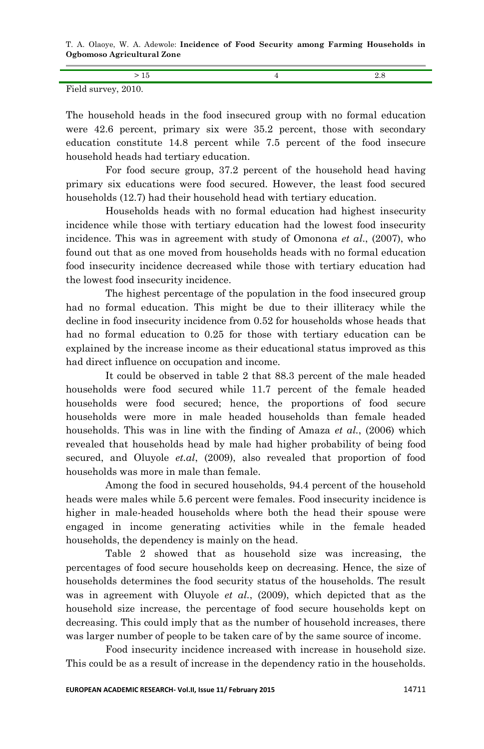| > 15 | 4 | 2.8 |
|---|---|---|

Field survey, 2010.

The household heads in the food insecured group with no formal education were 42.6 percent, primary six were 35.2 percent, those with secondary education constitute 14.8 percent while 7.5 percent of the food insecure household heads had tertiary education.

For food secure group, 37.2 percent of the household head having primary six educations were food secured. However, the least food secured households (12.7) had their household head with tertiary education.

Households heads with no formal education had highest insecurity incidence while those with tertiary education had the lowest food insecurity incidence. This was in agreement with study of Omonona *et al*., (2007), who found out that as one moved from households heads with no formal education food insecurity incidence decreased while those with tertiary education had the lowest food insecurity incidence.

The highest percentage of the population in the food insecured group had no formal education. This might be due to their illiteracy while the decline in food insecurity incidence from 0.52 for households whose heads that had no formal education to 0.25 for those with tertiary education can be explained by the increase income as their educational status improved as this had direct influence on occupation and income.

It could be observed in table 2 that 88.3 percent of the male headed households were food secured while 11.7 percent of the female headed households were food secured; hence, the proportions of food secure households were more in male headed households than female headed households. This was in line with the finding of Amaza *et al*., (2006) which revealed that households head by male had higher probability of being food secured, and Oluyole *et.al*, (2009), also revealed that proportion of food households was more in male than female.

Among the food in secured households, 94.4 percent of the household heads were males while 5.6 percent were females. Food insecurity incidence is higher in male-headed households where both the head their spouse were engaged in income generating activities while in the female headed households, the dependency is mainly on the head.

Table 2 showed that as household size was increasing, the percentages of food secure households keep on decreasing. Hence, the size of households determines the food security status of the households. The result was in agreement with Oluyole *et al*., (2009), which depicted that as the household size increase, the percentage of food secure households kept on decreasing. This could imply that as the number of household increases, there was larger number of people to be taken care of by the same source of income.

Food insecurity incidence increased with increase in household size. This could be as a result of increase in the dependency ratio in the households.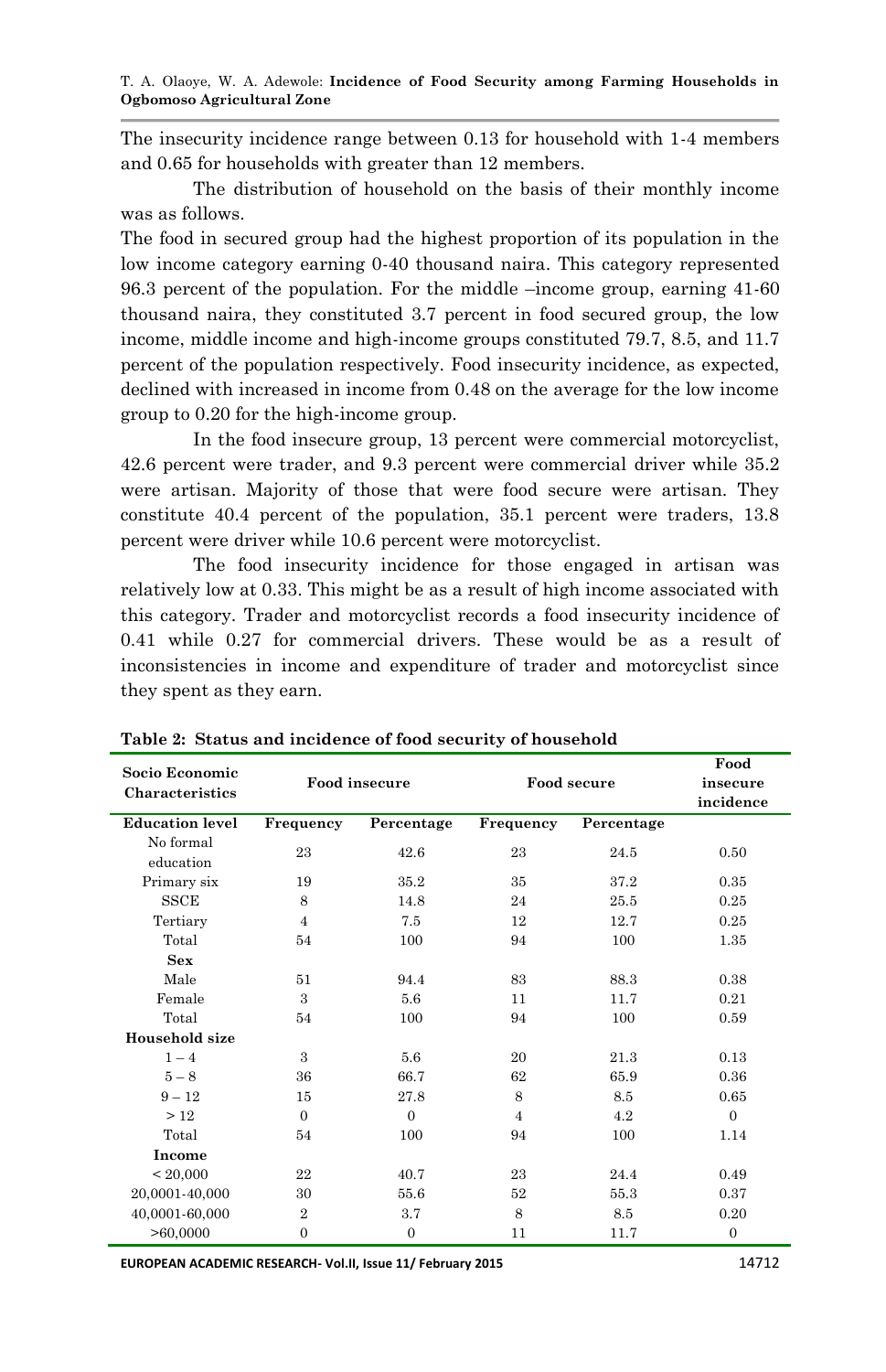The insecurity incidence range between 0.13 for household with 1-4 members and 0.65 for households with greater than 12 members.

The distribution of household on the basis of their monthly income was as follows.

The food in secured group had the highest proportion of its population in the low income category earning 0-40 thousand naira. This category represented 96.3 percent of the population. For the middle –income group, earning 41-60 thousand naira, they constituted 3.7 percent in food secured group, the low income, middle income and high-income groups constituted 79.7, 8.5, and 11.7 percent of the population respectively. Food insecurity incidence, as expected, declined with increased in income from 0.48 on the average for the low income group to 0.20 for the high-income group.

In the food insecure group, 13 percent were commercial motorcyclist, 42.6 percent were trader, and 9.3 percent were commercial driver while 35.2 were artisan. Majority of those that were food secure were artisan. They constitute 40.4 percent of the population, 35.1 percent were traders, 13.8 percent were driver while 10.6 percent were motorcyclist.

The food insecurity incidence for those engaged in artisan was relatively low at 0.33. This might be as a result of high income associated with this category. Trader and motorcyclist records a food insecurity incidence of 0.41 while 0.27 for commercial drivers. These would be as a result of inconsistencies in income and expenditure of trader and motorcyclist since they spent as they earn.

**Table 2: Status and incidence of food security of household**

| Socio Economic Characteristics | Food insecure | | Food secure | | Food insecure incidence |
|---|---|---|---|---|---|
| **Education level** | **Frequency** | **Percentage** | **Frequency** | **Percentage** | |
| No formal education | 23 | 42.6 | 23 | 24.5 | 0.50 |
| Primary six | 19 | 35.2 | 35 | 37.2 | 0.35 |
| SSCE | 8 | 14.8 | 24 | 25.5 | 0.25 |
| Tertiary | 4 | 7.5 | 12 | 12.7 | 0.25 |
| Total | 54 | 100 | 94 | 100 | 1.35 |
| **Sex** | | | | | |
| Male | 51 | 94.4 | 83 | 88.3 | 0.38 |
| Female | 3 | 5.6 | 11 | 11.7 | 0.21 |
| Total | 54 | 100 | 94 | 100 | 0.59 |
| **Household size** | | | | | |
| 1 – 4 | 3 | 5.6 | 20 | 21.3 | 0.13 |
| 5 – 8 | 36 | 66.7 | 62 | 65.9 | 0.36 |
| 9 – 12 | 15 | 27.8 | 8 | 8.5 | 0.65 |
| > 12 | 0 | 0 | 4 | 4.2 | 0 |
| Total | 54 | 100 | 94 | 100 | 1.14 |
| **Income** | | | | | |
| < 20,000 | 22 | 40.7 | 23 | 24.4 | 0.49 |
| 20,0001-40,000 | 30 | 55.6 | 52 | 55.3 | 0.37 |
| 40,0001-60,000 | 2 | 3.7 | 8 | 8.5 | 0.20 |
| >60,0000 | 0 | 0 | 11 | 11.7 | 0 |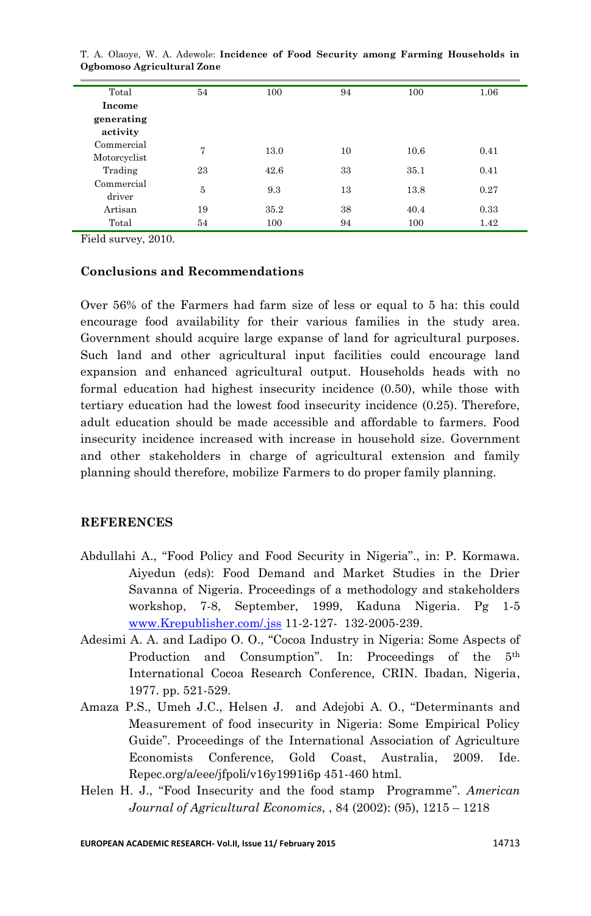| Total | 54 | 100 | 94 | 100 | 1.06 |
|---|---|---|---|---|---|
| **Income generating activity** | | | | | |
| Commercial Motorcyclist | 7 | 13.0 | 10 | 10.6 | 0.41 |
| Trading | 23 | 42.6 | 33 | 35.1 | 0.41 |
| Commercial driver | 5 | 9.3 | 13 | 13.8 | 0.27 |
| Artisan | 19 | 35.2 | 38 | 40.4 | 0.33 |
| Total | 54 | 100 | 94 | 100 | 1.42 |

Field survey, 2010.

### Conclusions and Recommendations

Over 56% of the Farmers had farm size of less or equal to 5 ha: this could encourage food availability for their various families in the study area. Government should acquire large expanse of land for agricultural purposes. Such land and other agricultural input facilities could encourage land expansion and enhanced agricultural output. Households heads with no formal education had highest insecurity incidence (0.50), while those with tertiary education had the lowest food insecurity incidence (0.25). Therefore, adult education should be made accessible and affordable to farmers. Food insecurity incidence increased with increase in household size. Government and other stakeholders in charge of agricultural extension and family planning should therefore, mobilize Farmers to do proper family planning.

### REFERENCES

Abdullahi A., "Food Policy and Food Security in Nigeria"., in: P. Kormawa. Aiyedun (eds): Food Demand and Market Studies in the Drier Savanna of Nigeria. Proceedings of a methodology and stakeholders workshop, 7-8, September, 1999, Kaduna Nigeria. Pg 1-5 www.Krepublisher.com/.jss 11-2-127- 132-2005-239.

Adesimi A. A. and Ladipo O. O., "Cocoa Industry in Nigeria: Some Aspects of Production and Consumption". In: Proceedings of the 5th International Cocoa Research Conference, CRIN. Ibadan, Nigeria, 1977. pp. 521-529.

Amaza P.S., Umeh J.C., Helsen J. and Adejobi A. O., "Determinants and Measurement of food insecurity in Nigeria: Some Empirical Policy Guide". Proceedings of the International Association of Agriculture Economists Conference, Gold Coast, Australia, 2009. Ide. Repec.org/a/eee/jfpoli/v16y1991i6p 451-460 html.

Helen H. J., "Food Insecurity and the food stamp Programme". *American Journal of Agricultural Economics*, , 84 (2002): (95), 1215 – 1218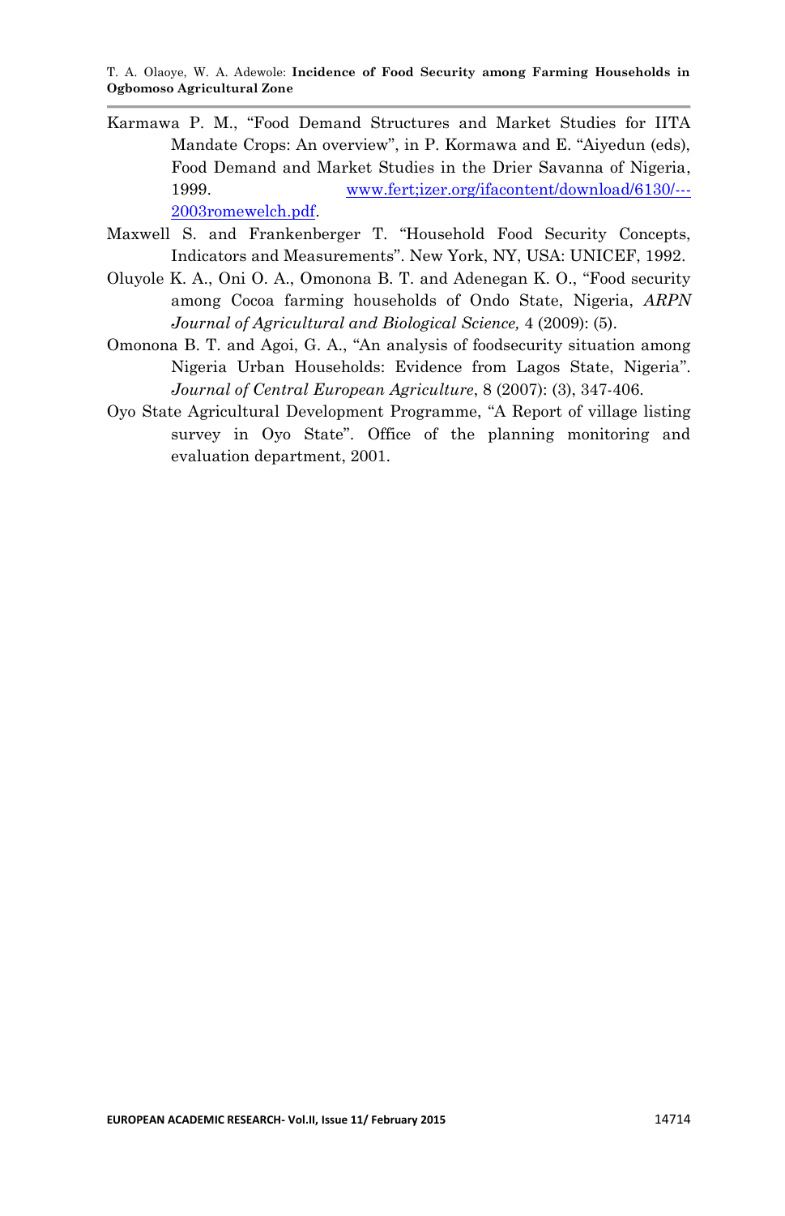Karmawa P. M., "Food Demand Structures and Market Studies for IITA Mandate Crops: An overview", in P. Kormawa and E. "Aiyedun (eds), Food Demand and Market Studies in the Drier Savanna of Nigeria, 1999. www.fert;izer.org/ifacontent/download/6130/---2003romewelch.pdf.

Maxwell S. and Frankenberger T. "Household Food Security Concepts, Indicators and Measurements". New York, NY, USA: UNICEF, 1992.

Oluyole K. A., Oni O. A., Omonona B. T. and Adenegan K. O., "Food security among Cocoa farming households of Ondo State, Nigeria, *ARPN Journal of Agricultural and Biological Science,* 4 (2009): (5).

Omonona B. T. and Agoi, G. A., "An analysis of foodsecurity situation among Nigeria Urban Households: Evidence from Lagos State, Nigeria". *Journal of Central European Agriculture*, 8 (2007): (3), 347-406.

Oyo State Agricultural Development Programme, "A Report of village listing survey in Oyo State". Office of the planning monitoring and evaluation department, 2001.